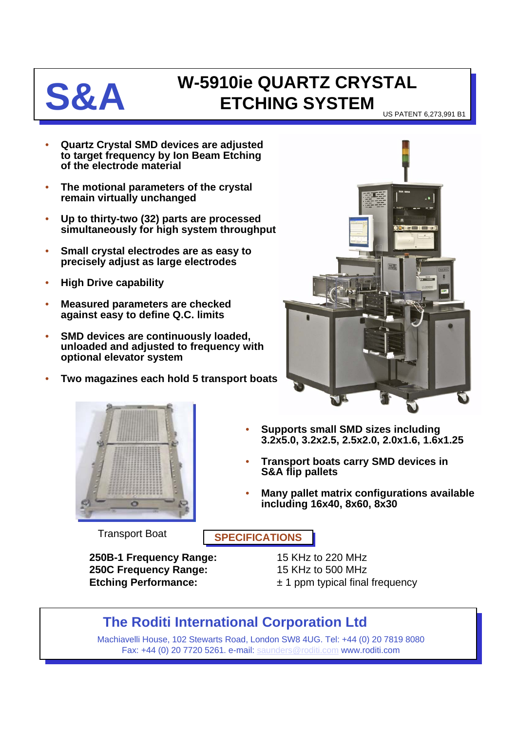# S&A

# W-5910ie QUARTZ CRYSTAL ETCHING SYSTEM

US PATENT 6,273,991 B1

- **Quartz Crystal SMD devices are adjusted to target frequency by Ion Beam Etching of the electrode material**
- **The motional parameters of the crystal remain virtually unchanged**
- **Up to thirty-two (32) parts are processed simultaneously for high system throughput**
- **Small crystal electrodes are as easy to precisely adjust as large electrodes**
- **High Drive capability**
- **Measured parameters are checked against easy to define Q.C. limits**
- **SMD devices are continuously loaded, unloaded and adjusted to frequency with optional elevator system**
- **Two magazines each hold 5 transport boats**

Transport Boat

- **Supports small SMD sizes including 3.2x5.0, 3.2x2.5, 2.5x2.0, 2.0x1.6, 1.6x1.25**
- **Transport boats carry SMD devices in S&A flip pallets**
- **Many pallet matrix configurations available including 16x40, 8x60, 8x30**

## SPECIFICATIONS

| | |
|---|---|
| **250B-1 Frequency Range:** | 15 KHz to 220 MHz |
| **250C Frequency Range:** | 15 KHz to 500 MHz |
| **Etching Performance:** | ± 1 ppm typical final frequency |

## The Roditi International Corporation Ltd

Machiavelli House, 102 Stewarts Road, London SW8 4UG. Tel: +44 (0) 20 7819 8080
Fax: +44 (0) 20 7720 5261. e-mail: saunders@roditi.com www.roditi.com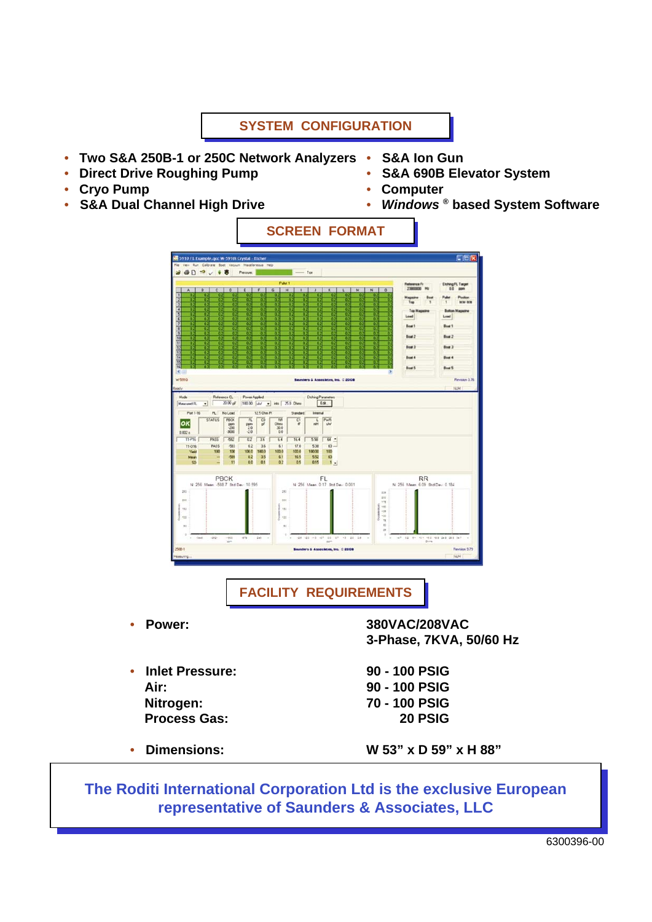## SYSTEM CONFIGURATION

- Two S&A 250B-1 or 250C Network Analyzers
- Direct Drive Roughing Pump
- Cryo Pump
- S&A Dual Channel High Drive
- S&A Ion Gun
- S&A 690B Elevator System
- Computer
- *Windows* ® based System Software

## SCREEN FORMAT

## FACILITY REQUIREMENTS

- **Power:** 380VAC/208VAC
  3-Phase, 7KVA, 50/60 Hz

- **Inlet Pressure:** 90 - 100 PSIG
  **Air:** 90 - 100 PSIG
  **Nitrogen:** 70 - 100 PSIG
  **Process Gas:** 20 PSIG

- **Dimensions:** W 53” x D 59” x H 88”

**The Roditi International Corporation Ltd is the exclusive European representative of Saunders & Associates, LLC**

6300396-00